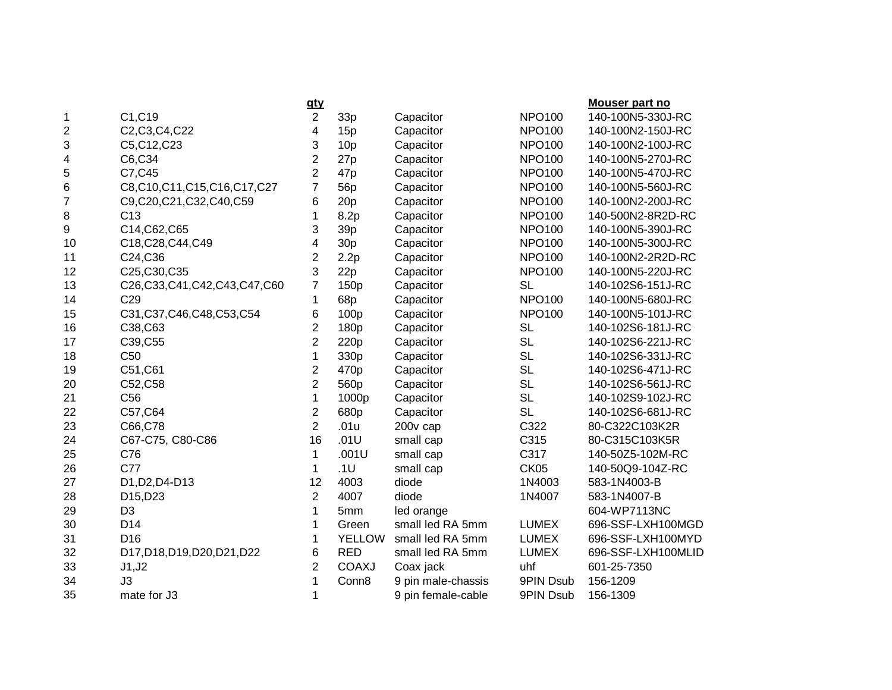| | | qty | | | | Mouser part no |
|---|---|---|---|---|---|---|
| 1 | C1,C19 | 2 | 33p | Capacitor | NPO100 | 140-100N5-330J-RC |
| 2 | C2,C3,C4,C22 | 4 | 15p | Capacitor | NPO100 | 140-100N2-150J-RC |
| 3 | C5,C12,C23 | 3 | 10p | Capacitor | NPO100 | 140-100N2-100J-RC |
| 4 | C6,C34 | 2 | 27p | Capacitor | NPO100 | 140-100N5-270J-RC |
| 5 | C7,C45 | 2 | 47p | Capacitor | NPO100 | 140-100N5-470J-RC |
| 6 | C8,C10,C11,C15,C16,C17,C27 | 7 | 56p | Capacitor | NPO100 | 140-100N5-560J-RC |
| 7 | C9,C20,C21,C32,C40,C59 | 6 | 20p | Capacitor | NPO100 | 140-100N2-200J-RC |
| 8 | C13 | 1 | 8.2p | Capacitor | NPO100 | 140-500N2-8R2D-RC |
| 9 | C14,C62,C65 | 3 | 39p | Capacitor | NPO100 | 140-100N5-390J-RC |
| 10 | C18,C28,C44,C49 | 4 | 30p | Capacitor | NPO100 | 140-100N5-300J-RC |
| 11 | C24,C36 | 2 | 2.2p | Capacitor | NPO100 | 140-100N2-2R2D-RC |
| 12 | C25,C30,C35 | 3 | 22p | Capacitor | NPO100 | 140-100N5-220J-RC |
| 13 | C26,C33,C41,C42,C43,C47,C60 | 7 | 150p | Capacitor | SL | 140-102S6-151J-RC |
| 14 | C29 | 1 | 68p | Capacitor | NPO100 | 140-100N5-680J-RC |
| 15 | C31,C37,C46,C48,C53,C54 | 6 | 100p | Capacitor | NPO100 | 140-100N5-101J-RC |
| 16 | C38,C63 | 2 | 180p | Capacitor | SL | 140-102S6-181J-RC |
| 17 | C39,C55 | 2 | 220p | Capacitor | SL | 140-102S6-221J-RC |
| 18 | C50 | 1 | 330p | Capacitor | SL | 140-102S6-331J-RC |
| 19 | C51,C61 | 2 | 470p | Capacitor | SL | 140-102S6-471J-RC |
| 20 | C52,C58 | 2 | 560p | Capacitor | SL | 140-102S6-561J-RC |
| 21 | C56 | 1 | 1000p | Capacitor | SL | 140-102S9-102J-RC |
| 22 | C57,C64 | 2 | 680p | Capacitor | SL | 140-102S6-681J-RC |
| 23 | C66,C78 | 2 | .01u | 200v cap | C322 | 80-C322C103K2R |
| 24 | C67-C75, C80-C86 | 16 | .01U | small cap | C315 | 80-C315C103K5R |
| 25 | C76 | 1 | .001U | small cap | C317 | 140-50Z5-102M-RC |
| 26 | C77 | 1 | .1U | small cap | CK05 | 140-50Q9-104Z-RC |
| 27 | D1,D2,D4-D13 | 12 | 4003 | diode | 1N4003 | 583-1N4003-B |
| 28 | D15,D23 | 2 | 4007 | diode | 1N4007 | 583-1N4007-B |
| 29 | D3 | 1 | 5mm | led orange | | 604-WP7113NC |
| 30 | D14 | 1 | Green | small led RA 5mm | LUMEX | 696-SSF-LXH100MGD |
| 31 | D16 | 1 | YELLOW | small led RA 5mm | LUMEX | 696-SSF-LXH100MYD |
| 32 | D17,D18,D19,D20,D21,D22 | 6 | RED | small led RA 5mm | LUMEX | 696-SSF-LXH100MLID |
| 33 | J1,J2 | 2 | COAXJ | Coax jack | uhf | 601-25-7350 |
| 34 | J3 | 1 | Conn8 | 9 pin male-chassis | 9PIN Dsub | 156-1209 |
| 35 | mate for J3 | 1 | | 9 pin female-cable | 9PIN Dsub | 156-1309 |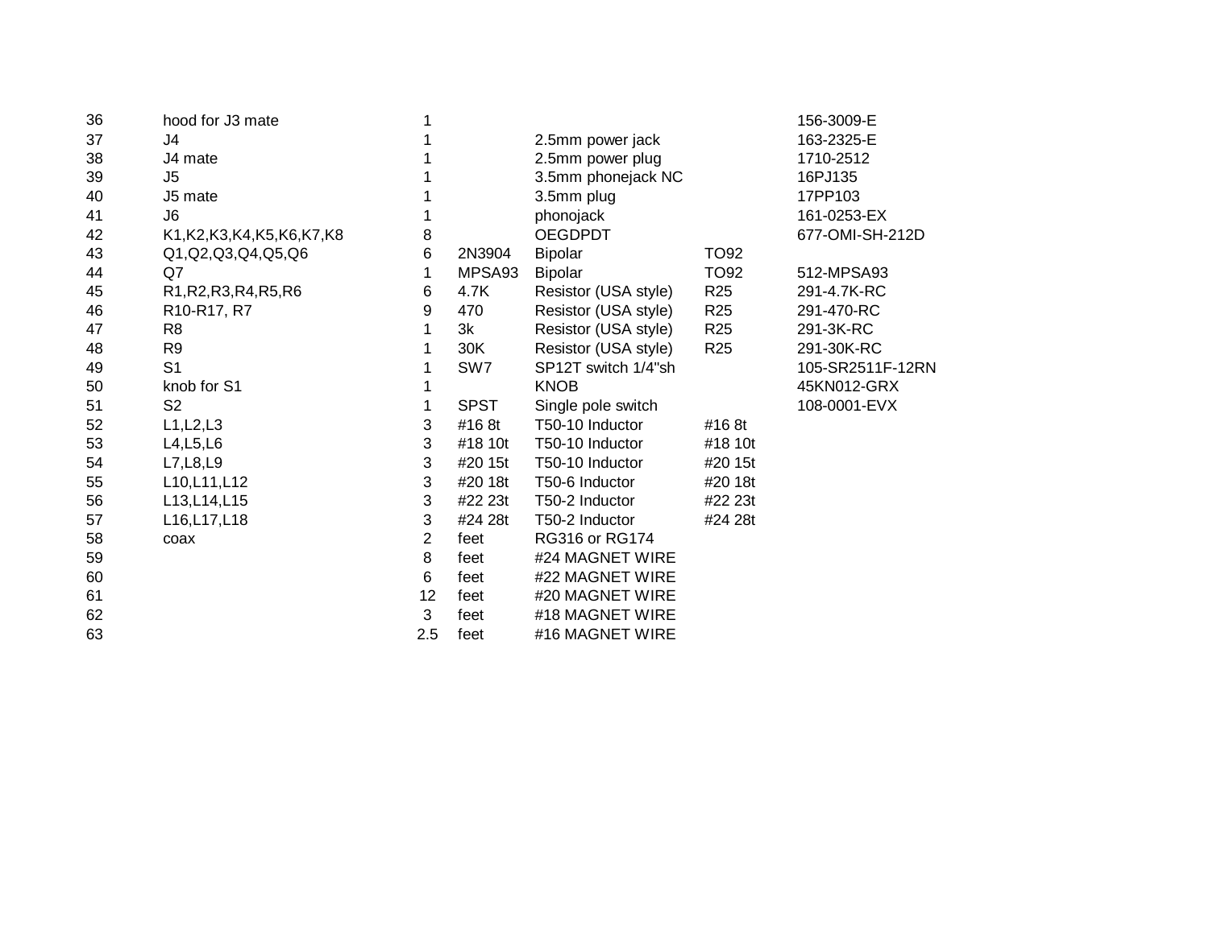| | | | | | | |
|---|---|---|---|---|---|---|
| 36 | hood for J3 mate | 1 | | | | 156-3009-E |
| 37 | J4 | 1 | | 2.5mm power jack | | 163-2325-E |
| 38 | J4 mate | 1 | | 2.5mm power plug | | 1710-2512 |
| 39 | J5 | 1 | | 3.5mm phonejack NC | | 16PJ135 |
| 40 | J5 mate | 1 | | 3.5mm plug | | 17PP103 |
| 41 | J6 | 1 | | phonojack | | 161-0253-EX |
| 42 | K1,K2,K3,K4,K5,K6,K7,K8 | 8 | | OEGDPDT | | 677-OMI-SH-212D |
| 43 | Q1,Q2,Q3,Q4,Q5,Q6 | 6 | 2N3904 | Bipolar | TO92 | |
| 44 | Q7 | 1 | MPSA93 | Bipolar | TO92 | 512-MPSA93 |
| 45 | R1,R2,R3,R4,R5,R6 | 6 | 4.7K | Resistor (USA style) | R25 | 291-4.7K-RC |
| 46 | R10-R17, R7 | 9 | 470 | Resistor (USA style) | R25 | 291-470-RC |
| 47 | R8 | 1 | 3k | Resistor (USA style) | R25 | 291-3K-RC |
| 48 | R9 | 1 | 30K | Resistor (USA style) | R25 | 291-30K-RC |
| 49 | S1 | 1 | SW7 | SP12T switch 1/4"sh | | 105-SR2511F-12RN |
| 50 | knob for S1 | 1 | | KNOB | | 45KN012-GRX |
| 51 | S2 | 1 | SPST | Single pole switch | | 108-0001-EVX |
| 52 | L1,L2,L3 | 3 | #16 8t | T50-10 Inductor | #16 8t | |
| 53 | L4,L5,L6 | 3 | #18 10t | T50-10 Inductor | #18 10t | |
| 54 | L7,L8,L9 | 3 | #20 15t | T50-10 Inductor | #20 15t | |
| 55 | L10,L11,L12 | 3 | #20 18t | T50-6 Inductor | #20 18t | |
| 56 | L13,L14,L15 | 3 | #22 23t | T50-2 Inductor | #22 23t | |
| 57 | L16,L17,L18 | 3 | #24 28t | T50-2 Inductor | #24 28t | |
| 58 | coax | 2 | feet | RG316 or RG174 | | |
| 59 | | 8 | feet | #24 MAGNET WIRE | | |
| 60 | | 6 | feet | #22 MAGNET WIRE | | |
| 61 | | 12 | feet | #20 MAGNET WIRE | | |
| 62 | | 3 | feet | #18 MAGNET WIRE | | |
| 63 | | 2.5 | feet | #16 MAGNET WIRE | | |